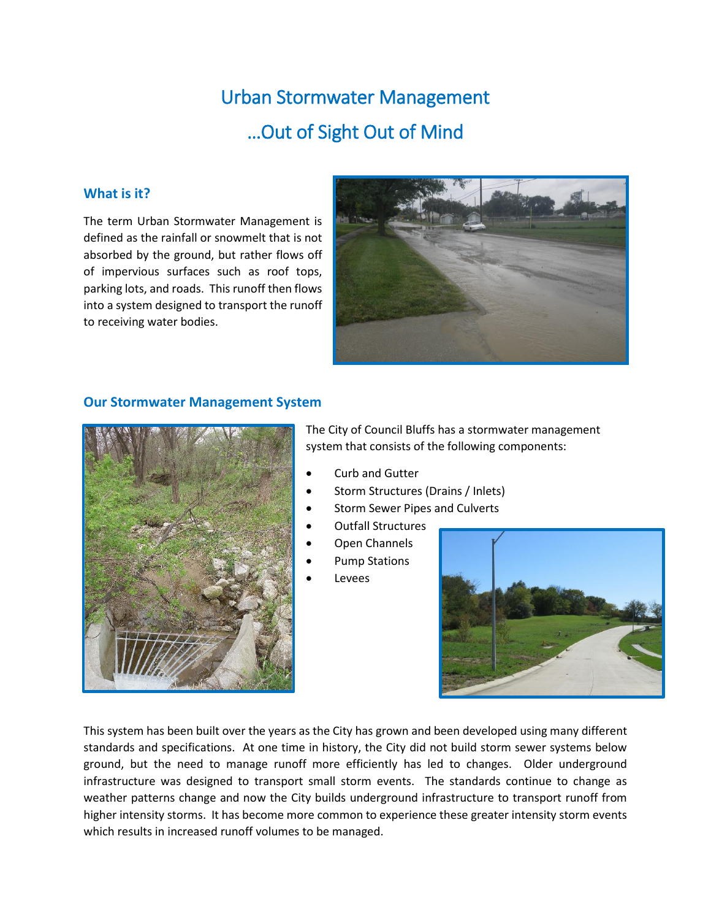# Urban Stormwater Management

# …Out of Sight Out of Mind

## What is it?

The term Urban Stormwater Management is defined as the rainfall or snowmelt that is not absorbed by the ground, but rather flows off of impervious surfaces such as roof tops, parking lots, and roads. This runoff then flows into a system designed to transport the runoff to receiving water bodies.

## Our Stormwater Management System

The City of Council Bluffs has a stormwater management system that consists of the following components:

- Curb and Gutter
- Storm Structures (Drains / Inlets)
- Storm Sewer Pipes and Culverts
- Outfall Structures
- Open Channels
- Pump Stations
- Levees

This system has been built over the years as the City has grown and been developed using many different standards and specifications. At one time in history, the City did not build storm sewer systems below ground, but the need to manage runoff more efficiently has led to changes. Older underground infrastructure was designed to transport small storm events. The standards continue to change as weather patterns change and now the City builds underground infrastructure to transport runoff from higher intensity storms. It has become more common to experience these greater intensity storm events which results in increased runoff volumes to be managed.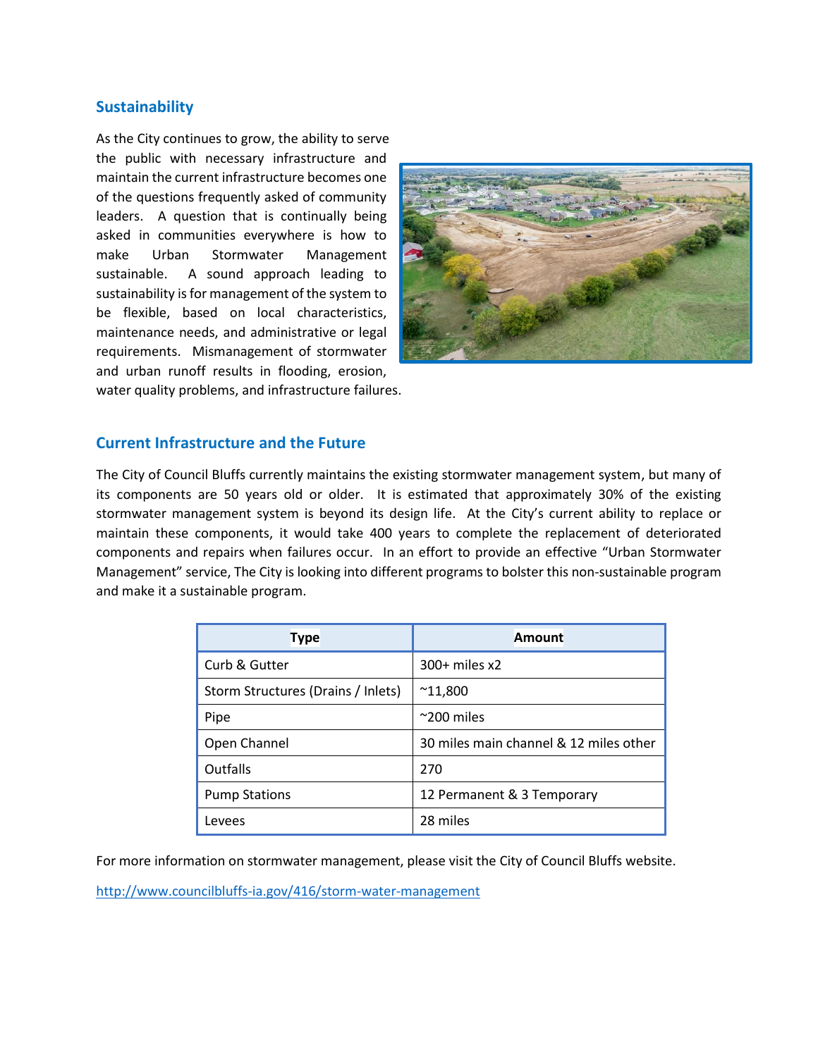## Sustainability

As the City continues to grow, the ability to serve the public with necessary infrastructure and maintain the current infrastructure becomes one of the questions frequently asked of community leaders. A question that is continually being asked in communities everywhere is how to make Urban Stormwater Management sustainable. A sound approach leading to sustainability is for management of the system to be flexible, based on local characteristics, maintenance needs, and administrative or legal requirements. Mismanagement of stormwater and urban runoff results in flooding, erosion, water quality problems, and infrastructure failures.

## Current Infrastructure and the Future

The City of Council Bluffs currently maintains the existing stormwater management system, but many of its components are 50 years old or older. It is estimated that approximately 30% of the existing stormwater management system is beyond its design life. At the City's current ability to replace or maintain these components, it would take 400 years to complete the replacement of deteriorated components and repairs when failures occur. In an effort to provide an effective "Urban Stormwater Management" service, The City is looking into different programs to bolster this non-sustainable program and make it a sustainable program.

| Type | Amount |
|---|---|
| Curb & Gutter | 300+ miles x2 |
| Storm Structures (Drains / Inlets) | ~11,800 |
| Pipe | ~200 miles |
| Open Channel | 30 miles main channel & 12 miles other |
| Outfalls | 270 |
| Pump Stations | 12 Permanent & 3 Temporary |
| Levees | 28 miles |

For more information on stormwater management, please visit the City of Council Bluffs website.

http://www.councilbluffs-ia.gov/416/storm-water-management